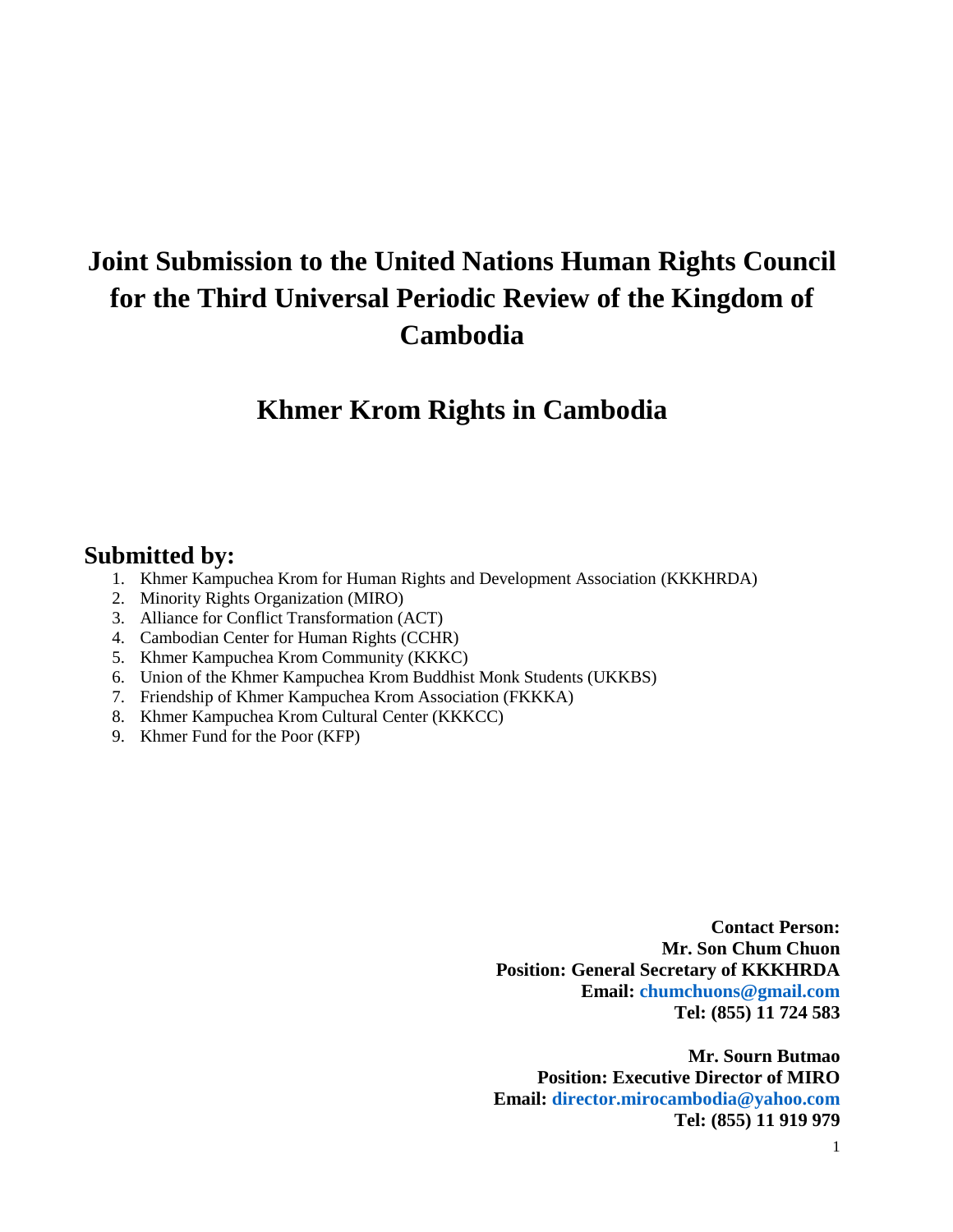# Joint Submission to the United Nations Human Rights Council for the Third Universal Periodic Review of the Kingdom of Cambodia

## Khmer Krom Rights in Cambodia

## Submitted by:

1. Khmer Kampuchea Krom for Human Rights and Development Association (KKKHRDA)
2. Minority Rights Organization (MIRO)
3. Alliance for Conflict Transformation (ACT)
4. Cambodian Center for Human Rights (CCHR)
5. Khmer Kampuchea Krom Community (KKKC)
6. Union of the Khmer Kampuchea Krom Buddhist Monk Students (UKKBS)
7. Friendship of Khmer Kampuchea Krom Association (FKKKA)
8. Khmer Kampuchea Krom Cultural Center (KKKCC)
9. Khmer Fund for the Poor (KFP)

**Contact Person:**
**Mr. Son Chum Chuon**
**Position: General Secretary of KKKHRDA**
**Email: chumchuons@gmail.com**
**Tel: (855) 11 724 583**

**Mr. Sourn Butmao**
**Position: Executive Director of MIRO**
**Email: director.mirocambodia@yahoo.com**
**Tel: (855) 11 919 979**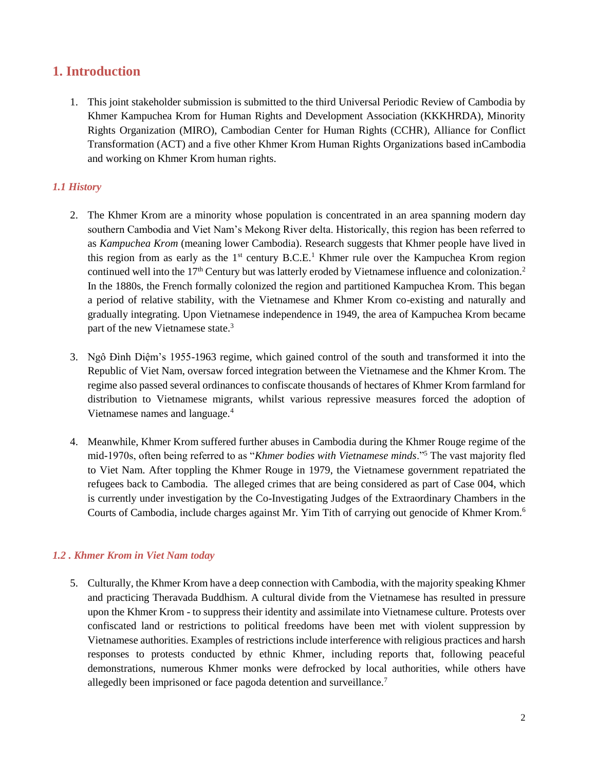# 1. Introduction

1. This joint stakeholder submission is submitted to the third Universal Periodic Review of Cambodia by Khmer Kampuchea Krom for Human Rights and Development Association (KKKHRDA), Minority Rights Organization (MIRO), Cambodian Center for Human Rights (CCHR), Alliance for Conflict Transformation (ACT) and a five other Khmer Krom Human Rights Organizations based inCambodia and working on Khmer Krom human rights.

### *1.1 History*

2. The Khmer Krom are a minority whose population is concentrated in an area spanning modern day southern Cambodia and Viet Nam's Mekong River delta. Historically, this region has been referred to as *Kampuchea Krom* (meaning lower Cambodia). Research suggests that Khmer people have lived in this region from as early as the 1st century B.C.E.[1] Khmer rule over the Kampuchea Krom region continued well into the 17th Century but was latterly eroded by Vietnamese influence and colonization.[2] In the 1880s, the French formally colonized the region and partitioned Kampuchea Krom. This began a period of relative stability, with the Vietnamese and Khmer Krom co-existing and naturally and gradually integrating. Upon Vietnamese independence in 1949, the area of Kampuchea Krom became part of the new Vietnamese state.[3]

3. Ngô Đình Diệm's 1955-1963 regime, which gained control of the south and transformed it into the Republic of Viet Nam, oversaw forced integration between the Vietnamese and the Khmer Krom. The regime also passed several ordinances to confiscate thousands of hectares of Khmer Krom farmland for distribution to Vietnamese migrants, whilst various repressive measures forced the adoption of Vietnamese names and language.[4]

4. Meanwhile, Khmer Krom suffered further abuses in Cambodia during the Khmer Rouge regime of the mid-1970s, often being referred to as "*Khmer bodies with Vietnamese minds*."[5] The vast majority fled to Viet Nam. After toppling the Khmer Rouge in 1979, the Vietnamese government repatriated the refugees back to Cambodia. The alleged crimes that are being considered as part of Case 004, which is currently under investigation by the Co-Investigating Judges of the Extraordinary Chambers in the Courts of Cambodia, include charges against Mr. Yim Tith of carrying out genocide of Khmer Krom.[6]

### *1.2 . Khmer Krom in Viet Nam today*

5. Culturally, the Khmer Krom have a deep connection with Cambodia, with the majority speaking Khmer and practicing Theravada Buddhism. A cultural divide from the Vietnamese has resulted in pressure upon the Khmer Krom - to suppress their identity and assimilate into Vietnamese culture. Protests over confiscated land or restrictions to political freedoms have been met with violent suppression by Vietnamese authorities. Examples of restrictions include interference with religious practices and harsh responses to protests conducted by ethnic Khmer, including reports that, following peaceful demonstrations, numerous Khmer monks were defrocked by local authorities, while others have allegedly been imprisoned or face pagoda detention and surveillance.[7]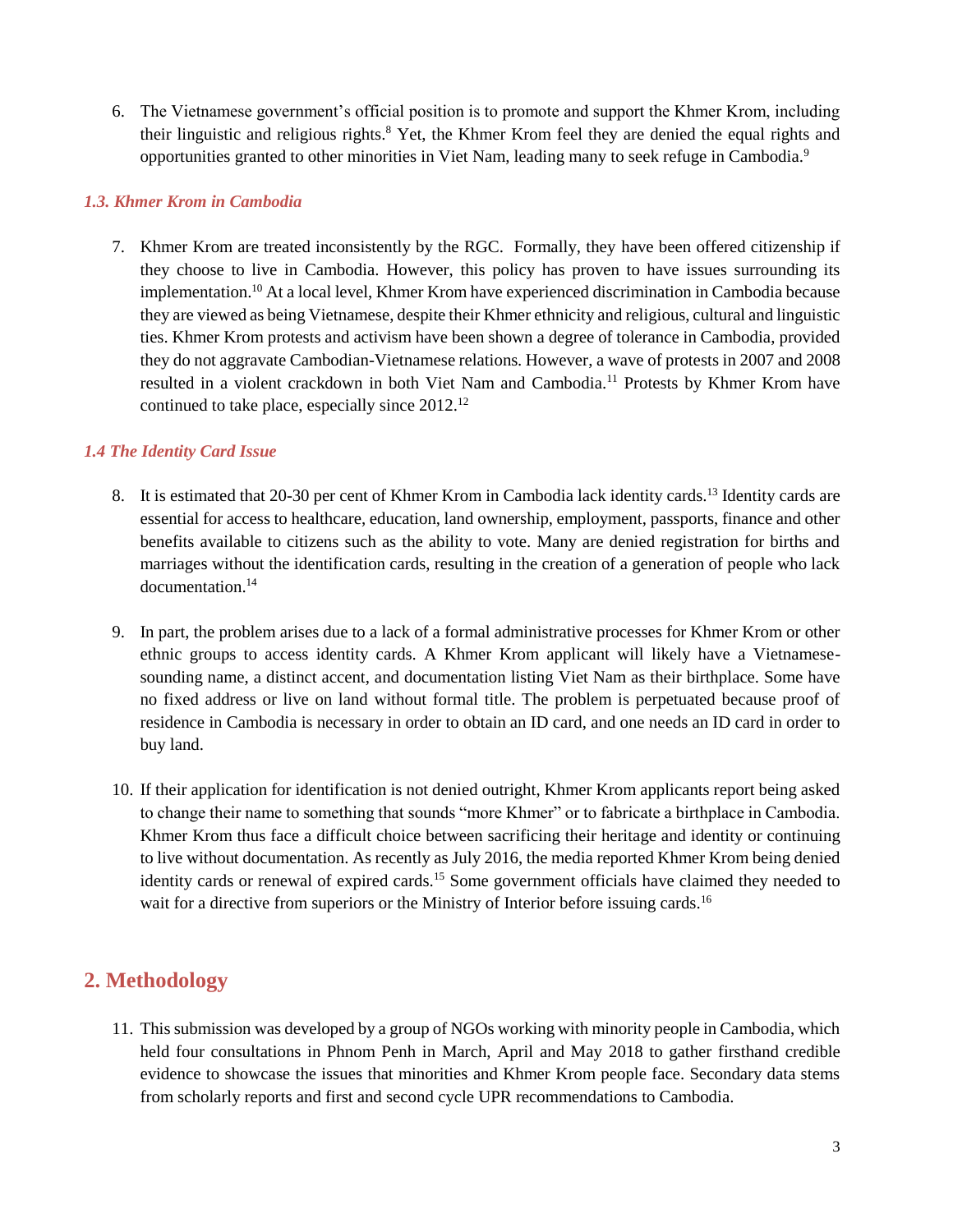6. The Vietnamese government's official position is to promote and support the Khmer Krom, including their linguistic and religious rights.[8] Yet, the Khmer Krom feel they are denied the equal rights and opportunities granted to other minorities in Viet Nam, leading many to seek refuge in Cambodia.[9]

### *1.3. Khmer Krom in Cambodia*

7. Khmer Krom are treated inconsistently by the RGC. Formally, they have been offered citizenship if they choose to live in Cambodia. However, this policy has proven to have issues surrounding its implementation.[10] At a local level, Khmer Krom have experienced discrimination in Cambodia because they are viewed as being Vietnamese, despite their Khmer ethnicity and religious, cultural and linguistic ties. Khmer Krom protests and activism have been shown a degree of tolerance in Cambodia, provided they do not aggravate Cambodian-Vietnamese relations. However, a wave of protests in 2007 and 2008 resulted in a violent crackdown in both Viet Nam and Cambodia.[11] Protests by Khmer Krom have continued to take place, especially since 2012.[12]

### *1.4 The Identity Card Issue*

8. It is estimated that 20-30 per cent of Khmer Krom in Cambodia lack identity cards.[13] Identity cards are essential for access to healthcare, education, land ownership, employment, passports, finance and other benefits available to citizens such as the ability to vote. Many are denied registration for births and marriages without the identification cards, resulting in the creation of a generation of people who lack documentation.[14]

9. In part, the problem arises due to a lack of a formal administrative processes for Khmer Krom or other ethnic groups to access identity cards. A Khmer Krom applicant will likely have a Vietnamese-sounding name, a distinct accent, and documentation listing Viet Nam as their birthplace. Some have no fixed address or live on land without formal title. The problem is perpetuated because proof of residence in Cambodia is necessary in order to obtain an ID card, and one needs an ID card in order to buy land.

10. If their application for identification is not denied outright, Khmer Krom applicants report being asked to change their name to something that sounds "more Khmer" or to fabricate a birthplace in Cambodia. Khmer Krom thus face a difficult choice between sacrificing their heritage and identity or continuing to live without documentation. As recently as July 2016, the media reported Khmer Krom being denied identity cards or renewal of expired cards.[15] Some government officials have claimed they needed to wait for a directive from superiors or the Ministry of Interior before issuing cards.[16]

## 2. Methodology

11. This submission was developed by a group of NGOs working with minority people in Cambodia, which held four consultations in Phnom Penh in March, April and May 2018 to gather firsthand credible evidence to showcase the issues that minorities and Khmer Krom people face. Secondary data stems from scholarly reports and first and second cycle UPR recommendations to Cambodia.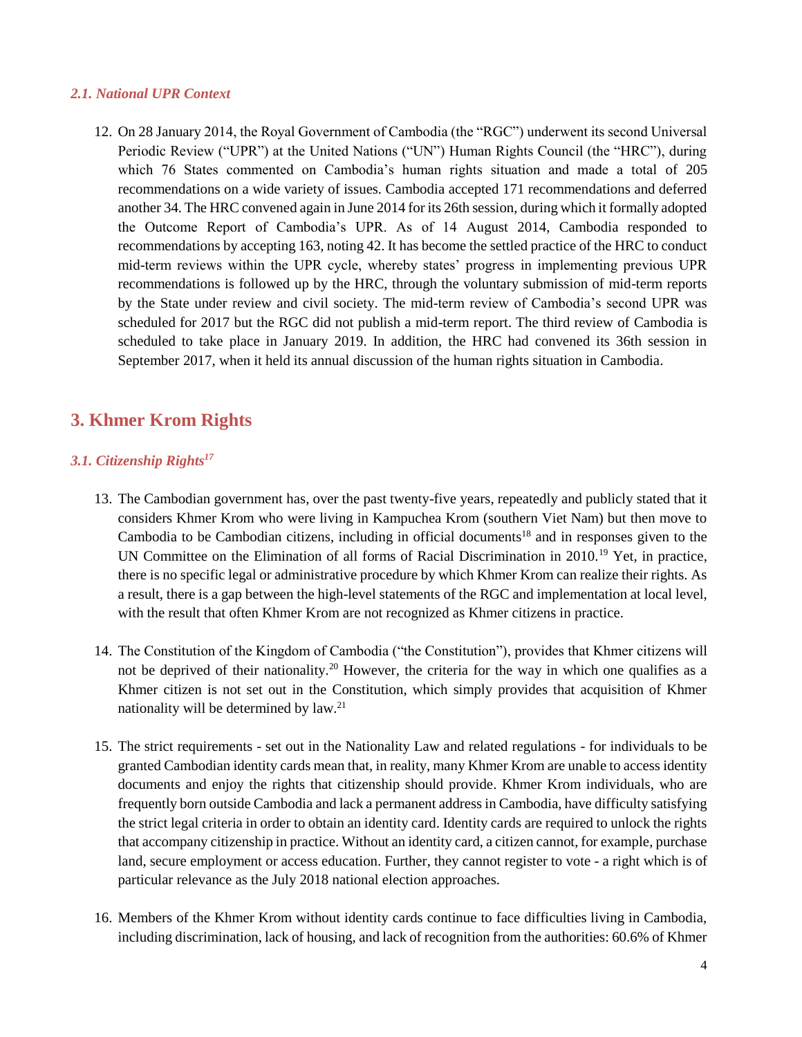### *2.1. National UPR Context*

12. On 28 January 2014, the Royal Government of Cambodia (the "RGC") underwent its second Universal Periodic Review ("UPR") at the United Nations ("UN") Human Rights Council (the "HRC"), during which 76 States commented on Cambodia's human rights situation and made a total of 205 recommendations on a wide variety of issues. Cambodia accepted 171 recommendations and deferred another 34. The HRC convened again in June 2014 for its 26th session, during which it formally adopted the Outcome Report of Cambodia's UPR. As of 14 August 2014, Cambodia responded to recommendations by accepting 163, noting 42. It has become the settled practice of the HRC to conduct mid-term reviews within the UPR cycle, whereby states' progress in implementing previous UPR recommendations is followed up by the HRC, through the voluntary submission of mid-term reports by the State under review and civil society. The mid-term review of Cambodia's second UPR was scheduled for 2017 but the RGC did not publish a mid-term report. The third review of Cambodia is scheduled to take place in January 2019. In addition, the HRC had convened its 36th session in September 2017, when it held its annual discussion of the human rights situation in Cambodia.

## 3. Khmer Krom Rights

### *3.1. Citizenship Rights*[17]

13. The Cambodian government has, over the past twenty-five years, repeatedly and publicly stated that it considers Khmer Krom who were living in Kampuchea Krom (southern Viet Nam) but then move to Cambodia to be Cambodian citizens, including in official documents[18] and in responses given to the UN Committee on the Elimination of all forms of Racial Discrimination in 2010.[19] Yet, in practice, there is no specific legal or administrative procedure by which Khmer Krom can realize their rights. As a result, there is a gap between the high-level statements of the RGC and implementation at local level, with the result that often Khmer Krom are not recognized as Khmer citizens in practice.

14. The Constitution of the Kingdom of Cambodia ("the Constitution"), provides that Khmer citizens will not be deprived of their nationality.[20] However, the criteria for the way in which one qualifies as a Khmer citizen is not set out in the Constitution, which simply provides that acquisition of Khmer nationality will be determined by law.[21]

15. The strict requirements - set out in the Nationality Law and related regulations - for individuals to be granted Cambodian identity cards mean that, in reality, many Khmer Krom are unable to access identity documents and enjoy the rights that citizenship should provide. Khmer Krom individuals, who are frequently born outside Cambodia and lack a permanent address in Cambodia, have difficulty satisfying the strict legal criteria in order to obtain an identity card. Identity cards are required to unlock the rights that accompany citizenship in practice. Without an identity card, a citizen cannot, for example, purchase land, secure employment or access education. Further, they cannot register to vote - a right which is of particular relevance as the July 2018 national election approaches.

16. Members of the Khmer Krom without identity cards continue to face difficulties living in Cambodia, including discrimination, lack of housing, and lack of recognition from the authorities: 60.6% of Khmer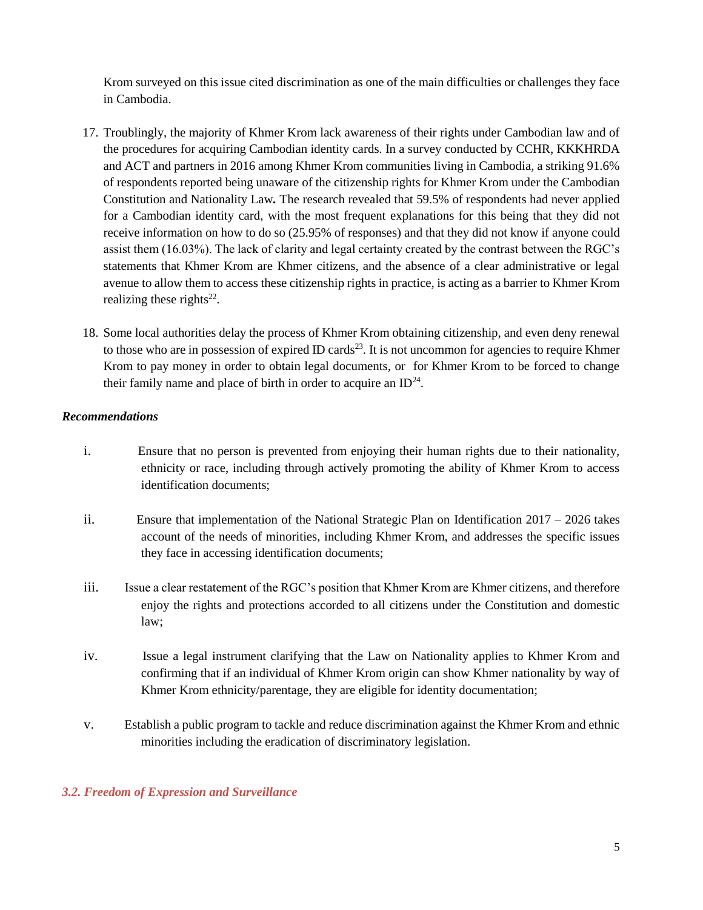Krom surveyed on this issue cited discrimination as one of the main difficulties or challenges they face in Cambodia.

17. Troublingly, the majority of Khmer Krom lack awareness of their rights under Cambodian law and of the procedures for acquiring Cambodian identity cards. In a survey conducted by CCHR, KKKHRDA and ACT and partners in 2016 among Khmer Krom communities living in Cambodia, a striking 91.6% of respondents reported being unaware of the citizenship rights for Khmer Krom under the Cambodian Constitution and Nationality Law**.** The research revealed that 59.5% of respondents had never applied for a Cambodian identity card, with the most frequent explanations for this being that they did not receive information on how to do so (25.95% of responses) and that they did not know if anyone could assist them (16.03%). The lack of clarity and legal certainty created by the contrast between the RGC's statements that Khmer Krom are Khmer citizens, and the absence of a clear administrative or legal avenue to allow them to access these citizenship rights in practice, is acting as a barrier to Khmer Krom realizing these rights[22].

18. Some local authorities delay the process of Khmer Krom obtaining citizenship, and even deny renewal to those who are in possession of expired ID cards[23]. It is not uncommon for agencies to require Khmer Krom to pay money in order to obtain legal documents, or for Khmer Krom to be forced to change their family name and place of birth in order to acquire an ID[24].

***Recommendations***

i. Ensure that no person is prevented from enjoying their human rights due to their nationality, ethnicity or race, including through actively promoting the ability of Khmer Krom to access identification documents;

ii. Ensure that implementation of the National Strategic Plan on Identification 2017 – 2026 takes account of the needs of minorities, including Khmer Krom, and addresses the specific issues they face in accessing identification documents;

iii. Issue a clear restatement of the RGC's position that Khmer Krom are Khmer citizens, and therefore enjoy the rights and protections accorded to all citizens under the Constitution and domestic law;

iv. Issue a legal instrument clarifying that the Law on Nationality applies to Khmer Krom and confirming that if an individual of Khmer Krom origin can show Khmer nationality by way of Khmer Krom ethnicity/parentage, they are eligible for identity documentation;

v. Establish a public program to tackle and reduce discrimination against the Khmer Krom and ethnic minorities including the eradication of discriminatory legislation.

### *3.2. Freedom of Expression and Surveillance*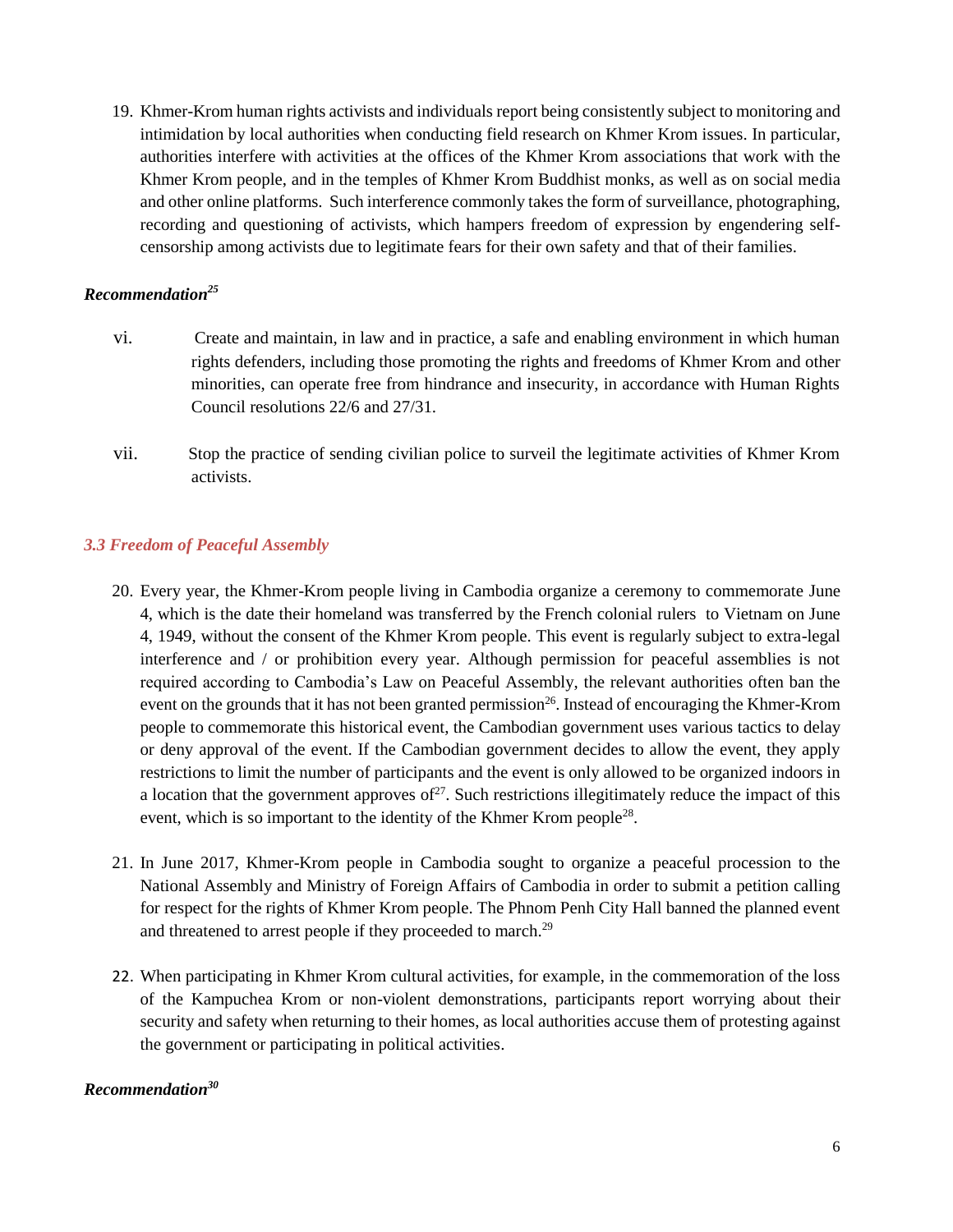19. Khmer-Krom human rights activists and individuals report being consistently subject to monitoring and intimidation by local authorities when conducting field research on Khmer Krom issues. In particular, authorities interfere with activities at the offices of the Khmer Krom associations that work with the Khmer Krom people, and in the temples of Khmer Krom Buddhist monks, as well as on social media and other online platforms. Such interference commonly takes the form of surveillance, photographing, recording and questioning of activists, which hampers freedom of expression by engendering self-censorship among activists due to legitimate fears for their own safety and that of their families.

***Recommendation*[25]**

vi. Create and maintain, in law and in practice, a safe and enabling environment in which human rights defenders, including those promoting the rights and freedoms of Khmer Krom and other minorities, can operate free from hindrance and insecurity, in accordance with Human Rights Council resolutions 22/6 and 27/31.

vii. Stop the practice of sending civilian police to surveil the legitimate activities of Khmer Krom activists.

### *3.3 Freedom of Peaceful Assembly*

20. Every year, the Khmer-Krom people living in Cambodia organize a ceremony to commemorate June 4, which is the date their homeland was transferred by the French colonial rulers to Vietnam on June 4, 1949, without the consent of the Khmer Krom people. This event is regularly subject to extra-legal interference and / or prohibition every year. Although permission for peaceful assemblies is not required according to Cambodia's Law on Peaceful Assembly, the relevant authorities often ban the event on the grounds that it has not been granted permission[26]. Instead of encouraging the Khmer-Krom people to commemorate this historical event, the Cambodian government uses various tactics to delay or deny approval of the event. If the Cambodian government decides to allow the event, they apply restrictions to limit the number of participants and the event is only allowed to be organized indoors in a location that the government approves of[27]. Such restrictions illegitimately reduce the impact of this event, which is so important to the identity of the Khmer Krom people[28].

21. In June 2017, Khmer-Krom people in Cambodia sought to organize a peaceful procession to the National Assembly and Ministry of Foreign Affairs of Cambodia in order to submit a petition calling for respect for the rights of Khmer Krom people. The Phnom Penh City Hall banned the planned event and threatened to arrest people if they proceeded to march.[29]

22. When participating in Khmer Krom cultural activities, for example, in the commemoration of the loss of the Kampuchea Krom or non-violent demonstrations, participants report worrying about their security and safety when returning to their homes, as local authorities accuse them of protesting against the government or participating in political activities.

***Recommendation*[30]**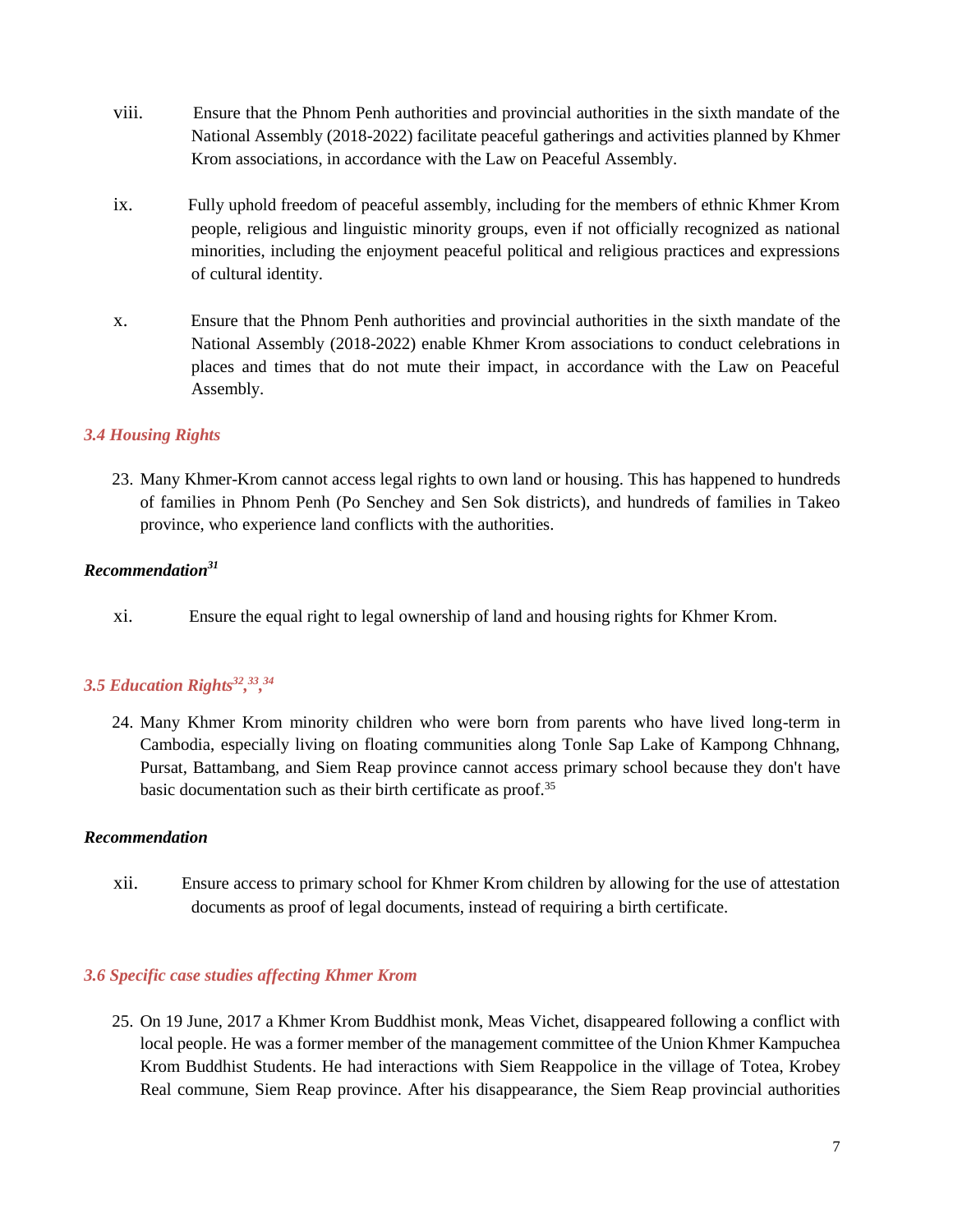viii. Ensure that the Phnom Penh authorities and provincial authorities in the sixth mandate of the National Assembly (2018-2022) facilitate peaceful gatherings and activities planned by Khmer Krom associations, in accordance with the Law on Peaceful Assembly.

ix. Fully uphold freedom of peaceful assembly, including for the members of ethnic Khmer Krom people, religious and linguistic minority groups, even if not officially recognized as national minorities, including the enjoyment peaceful political and religious practices and expressions of cultural identity.

x. Ensure that the Phnom Penh authorities and provincial authorities in the sixth mandate of the National Assembly (2018-2022) enable Khmer Krom associations to conduct celebrations in places and times that do not mute their impact, in accordance with the Law on Peaceful Assembly.

### *3.4 Housing Rights*

23. Many Khmer-Krom cannot access legal rights to own land or housing. This has happened to hundreds of families in Phnom Penh (Po Senchey and Sen Sok districts), and hundreds of families in Takeo province, who experience land conflicts with the authorities.

***Recommendation*[31]**

xi. Ensure the equal right to legal ownership of land and housing rights for Khmer Krom.

### *3.5 Education Rights*[32],[33],[34]

24. Many Khmer Krom minority children who were born from parents who have lived long-term in Cambodia, especially living on floating communities along Tonle Sap Lake of Kampong Chhnang, Pursat, Battambang, and Siem Reap province cannot access primary school because they don't have basic documentation such as their birth certificate as proof.[35]

***Recommendation***

xii. Ensure access to primary school for Khmer Krom children by allowing for the use of attestation documents as proof of legal documents, instead of requiring a birth certificate.

### *3.6 Specific case studies affecting Khmer Krom*

25. On 19 June, 2017 a Khmer Krom Buddhist monk, Meas Vichet, disappeared following a conflict with local people. He was a former member of the management committee of the Union Khmer Kampuchea Krom Buddhist Students. He had interactions with Siem Reappolice in the village of Totea, Krobey Real commune, Siem Reap province. After his disappearance, the Siem Reap provincial authorities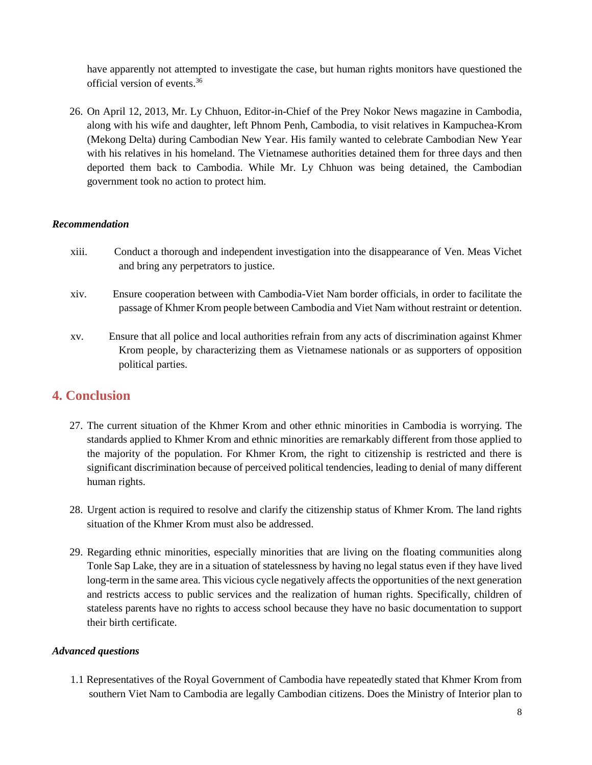have apparently not attempted to investigate the case, but human rights monitors have questioned the official version of events.[36]

26. On April 12, 2013, Mr. Ly Chhuon, Editor-in-Chief of the Prey Nokor News magazine in Cambodia, along with his wife and daughter, left Phnom Penh, Cambodia, to visit relatives in Kampuchea-Krom (Mekong Delta) during Cambodian New Year. His family wanted to celebrate Cambodian New Year with his relatives in his homeland. The Vietnamese authorities detained them for three days and then deported them back to Cambodia. While Mr. Ly Chhuon was being detained, the Cambodian government took no action to protect him.

***Recommendation***

xiii. Conduct a thorough and independent investigation into the disappearance of Ven. Meas Vichet and bring any perpetrators to justice.

xiv. Ensure cooperation between with Cambodia-Viet Nam border officials, in order to facilitate the passage of Khmer Krom people between Cambodia and Viet Nam without restraint or detention.

xv. Ensure that all police and local authorities refrain from any acts of discrimination against Khmer Krom people, by characterizing them as Vietnamese nationals or as supporters of opposition political parties.

## 4. Conclusion

27. The current situation of the Khmer Krom and other ethnic minorities in Cambodia is worrying. The standards applied to Khmer Krom and ethnic minorities are remarkably different from those applied to the majority of the population. For Khmer Krom, the right to citizenship is restricted and there is significant discrimination because of perceived political tendencies, leading to denial of many different human rights.

28. Urgent action is required to resolve and clarify the citizenship status of Khmer Krom. The land rights situation of the Khmer Krom must also be addressed.

29. Regarding ethnic minorities, especially minorities that are living on the floating communities along Tonle Sap Lake, they are in a situation of statelessness by having no legal status even if they have lived long-term in the same area. This vicious cycle negatively affects the opportunities of the next generation and restricts access to public services and the realization of human rights. Specifically, children of stateless parents have no rights to access school because they have no basic documentation to support their birth certificate.

***Advanced questions***

1.1 Representatives of the Royal Government of Cambodia have repeatedly stated that Khmer Krom from southern Viet Nam to Cambodia are legally Cambodian citizens. Does the Ministry of Interior plan to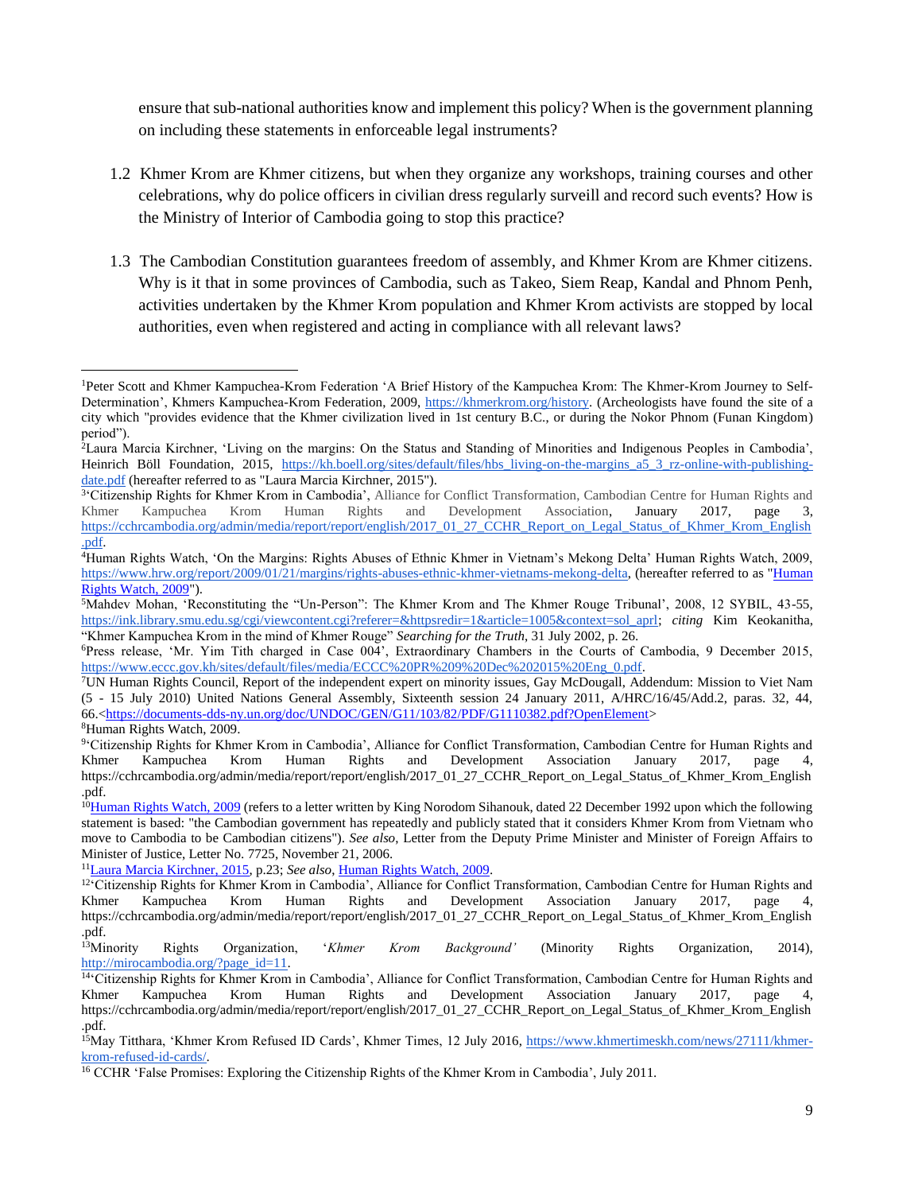ensure that sub-national authorities know and implement this policy? When is the government planning on including these statements in enforceable legal instruments?

1.2 Khmer Krom are Khmer citizens, but when they organize any workshops, training courses and other celebrations, why do police officers in civilian dress regularly surveill and record such events? How is the Ministry of Interior of Cambodia going to stop this practice?

1.3 The Cambodian Constitution guarantees freedom of assembly, and Khmer Krom are Khmer citizens. Why is it that in some provinces of Cambodia, such as Takeo, Siem Reap, Kandal and Phnom Penh, activities undertaken by the Khmer Krom population and Khmer Krom activists are stopped by local authorities, even when registered and acting in compliance with all relevant laws?

---

[1]Peter Scott and Khmer Kampuchea-Krom Federation 'A Brief History of the Kampuchea Krom: The Khmer-Krom Journey to Self-Determination', Khmers Kampuchea-Krom Federation, 2009, https://khmerkrom.org/history. (Archeologists have found the site of a city which "provides evidence that the Khmer civilization lived in 1st century B.C., or during the Nokor Phnom (Funan Kingdom) period").

[2]Laura Marcia Kirchner, 'Living on the margins: On the Status and Standing of Minorities and Indigenous Peoples in Cambodia', Heinrich Böll Foundation, 2015, https://kh.boell.org/sites/default/files/hbs_living-on-the-margins_a5_3_rz-online-with-publishing-date.pdf (hereafter referred to as "Laura Marcia Kirchner, 2015").

[3]'Citizenship Rights for Khmer Krom in Cambodia', Alliance for Conflict Transformation, Cambodian Centre for Human Rights and Khmer Kampuchea Krom Human Rights and Development Association, January 2017, page 3, https://cchrcambodia.org/admin/media/report/report/english/2017_01_27_CCHR_Report_on_Legal_Status_of_Khmer_Krom_English.pdf.

[4]Human Rights Watch, 'On the Margins: Rights Abuses of Ethnic Khmer in Vietnam's Mekong Delta' Human Rights Watch, 2009, https://www.hrw.org/report/2009/01/21/margins/rights-abuses-ethnic-khmer-vietnams-mekong-delta, (hereafter referred to as "Human Rights Watch, 2009").

[5]Mahdev Mohan, 'Reconstituting the "Un-Person": The Khmer Krom and The Khmer Rouge Tribunal', 2008, 12 SYBIL, 43-55, https://ink.library.smu.edu.sg/cgi/viewcontent.cgi?referer=&httpsredir=1&article=1005&context=sol_aprl; *citing* Kim Keokanitha, "Khmer Kampuchea Krom in the mind of Khmer Rouge" *Searching for the Truth*, 31 July 2002, p. 26.

[6]Press release, 'Mr. Yim Tith charged in Case 004', Extraordinary Chambers in the Courts of Cambodia, 9 December 2015, https://www.eccc.gov.kh/sites/default/files/media/ECCC%20PR%209%20Dec%202015%20Eng_0.pdf.

[7]UN Human Rights Council, Report of the independent expert on minority issues, Gay McDougall, Addendum: Mission to Viet Nam (5 - 15 July 2010) United Nations General Assembly, Sixteenth session 24 January 2011, A/HRC/16/45/Add.2, paras. 32, 44, 66.<https://documents-dds-ny.un.org/doc/UNDOC/GEN/G11/103/82/PDF/G1110382.pdf?OpenElement>

[8]Human Rights Watch, 2009.

[9]'Citizenship Rights for Khmer Krom in Cambodia', Alliance for Conflict Transformation, Cambodian Centre for Human Rights and Khmer Kampuchea Krom Human Rights and Development Association January 2017, page 4, https://cchrcambodia.org/admin/media/report/report/english/2017_01_27_CCHR_Report_on_Legal_Status_of_Khmer_Krom_English.pdf.

[10]Human Rights Watch, 2009 (refers to a letter written by King Norodom Sihanouk, dated 22 December 1992 upon which the following statement is based: "the Cambodian government has repeatedly and publicly stated that it considers Khmer Krom from Vietnam who move to Cambodia to be Cambodian citizens"). *See also*, Letter from the Deputy Prime Minister and Minister of Foreign Affairs to Minister of Justice, Letter No. 7725, November 21, 2006.

[11]Laura Marcia Kirchner, 2015, p.23; *See also*, Human Rights Watch, 2009.

[12]'Citizenship Rights for Khmer Krom in Cambodia', Alliance for Conflict Transformation, Cambodian Centre for Human Rights and Khmer Kampuchea Krom Human Rights and Development Association January 2017, page 4, https://cchrcambodia.org/admin/media/report/report/english/2017_01_27_CCHR_Report_on_Legal_Status_of_Khmer_Krom_English.pdf.

[13]Minority Rights Organization, '*Khmer Krom Background'* (Minority Rights Organization, 2014), http://mirocambodia.org/?page_id=11.

[14]'Citizenship Rights for Khmer Krom in Cambodia', Alliance for Conflict Transformation, Cambodian Centre for Human Rights and Khmer Kampuchea Krom Human Rights and Development Association January 2017, page 4, https://cchrcambodia.org/admin/media/report/report/english/2017_01_27_CCHR_Report_on_Legal_Status_of_Khmer_Krom_English.pdf.

[15]May Titthara, 'Khmer Krom Refused ID Cards', Khmer Times, 12 July 2016, https://www.khmertimeskh.com/news/27111/khmer-krom-refused-id-cards/.

[16] CCHR 'False Promises: Exploring the Citizenship Rights of the Khmer Krom in Cambodia', July 2011.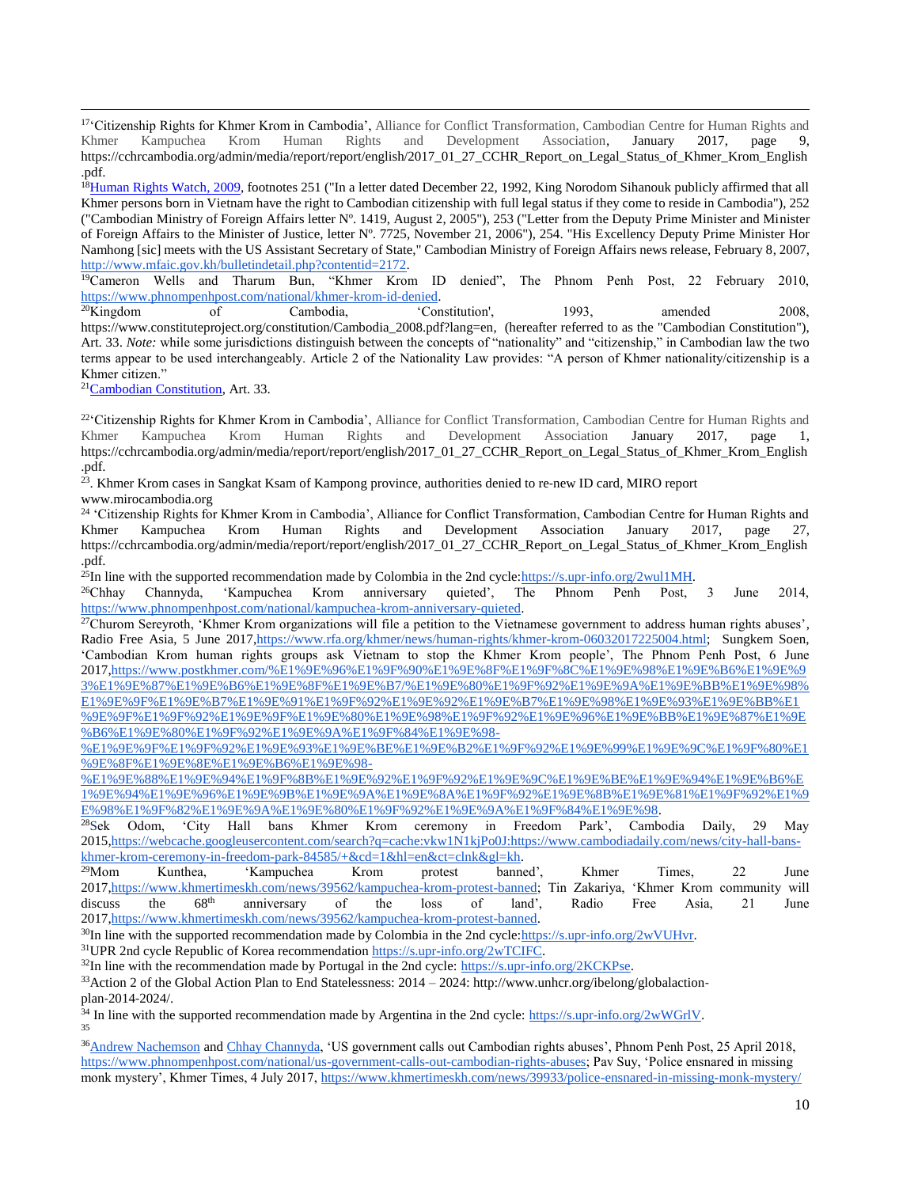[17]'Citizenship Rights for Khmer Krom in Cambodia', Alliance for Conflict Transformation, Cambodian Centre for Human Rights and Khmer Kampuchea Krom Human Rights and Development Association, January 2017, page 9, https://cchrcambodia.org/admin/media/report/report/english/2017_01_27_CCHR_Report_on_Legal_Status_of_Khmer_Krom_English.pdf.

[18]Human Rights Watch, 2009, footnotes 251 ("In a letter dated December 22, 1992, King Norodom Sihanouk publicly affirmed that all Khmer persons born in Vietnam have the right to Cambodian citizenship with full legal status if they come to reside in Cambodia"), 252 ("Cambodian Ministry of Foreign Affairs letter Nº. 1419, August 2, 2005"), 253 ("Letter from the Deputy Prime Minister and Minister of Foreign Affairs to the Minister of Justice, letter Nº. 7725, November 21, 2006"), 254. "His Excellency Deputy Prime Minister Hor Namhong [sic] meets with the US Assistant Secretary of State," Cambodian Ministry of Foreign Affairs news release, February 8, 2007, http://www.mfaic.gov.kh/bulletindetail.php?contentid=2172.

[19]Cameron Wells and Tharum Bun, "Khmer Krom ID denied", The Phnom Penh Post, 22 February 2010, https://www.phnompenhpost.com/national/khmer-krom-id-denied.

[20]Kingdom of Cambodia, 'Constitution', 1993, amended 2008, https://www.constituteproject.org/constitution/Cambodia_2008.pdf?lang=en, (hereafter referred to as the "Cambodian Constitution"), Art. 33. *Note:* while some jurisdictions distinguish between the concepts of "nationality" and "citizenship," in Cambodian law the two terms appear to be used interchangeably. Article 2 of the Nationality Law provides: "A person of Khmer nationality/citizenship is a Khmer citizen."

[21]Cambodian Constitution, Art. 33.

[22]'Citizenship Rights for Khmer Krom in Cambodia', Alliance for Conflict Transformation, Cambodian Centre for Human Rights and Khmer Kampuchea Krom Human Rights and Development Association January 2017, page 1, https://cchrcambodia.org/admin/media/report/report/english/2017_01_27_CCHR_Report_on_Legal_Status_of_Khmer_Krom_English.pdf.

[23]. Khmer Krom cases in Sangkat Ksam of Kampong province, authorities denied to re-new ID card, MIRO report www.mirocambodia.org

[24] 'Citizenship Rights for Khmer Krom in Cambodia', Alliance for Conflict Transformation, Cambodian Centre for Human Rights and Khmer Kampuchea Krom Human Rights and Development Association January 2017, page 27, https://cchrcambodia.org/admin/media/report/report/english/2017_01_27_CCHR_Report_on_Legal_Status_of_Khmer_Krom_English.pdf.

[25]In line with the supported recommendation made by Colombia in the 2nd cycle:https://s.upr-info.org/2wul1MH.

[26]Chhay Channyda, 'Kampuchea Krom anniversary quieted', The Phnom Penh Post, 3 June 2014, https://www.phnompenhpost.com/national/kampuchea-krom-anniversary-quieted.

[27]Churom Sereyroth, 'Khmer Krom organizations will file a petition to the Vietnamese government to address human rights abuses', Radio Free Asia, 5 June 2017,https://www.rfa.org/khmer/news/human-rights/khmer-krom-06032017225004.html; Sungkem Soen, 'Cambodian Krom human rights groups ask Vietnam to stop the Khmer Krom people', The Phnom Penh Post, 6 June 2017,https://www.postkhmer.com/%E1%9E%96%E1%9F%90%E1%9E%8F%E1%9F%8C%E1%9E%98%E1%9E%B6%E1%9E%93%E1%9E%87%E1%9E%B6%E1%9E%8F%E1%9E%B7/%E1%9E%80%E1%9F%92%E1%9E%9A%E1%9E%BB%E1%9E%98%E1%9E%9F%E1%9E%B7%E1%9E%91%E1%9F%92%E1%9E%92%E1%9E%B7%E1%9E%98%E1%9E%93%E1%9E%BB%E1%9E%9F%E1%9F%92%E1%9E%9F%E1%9E%80%E1%9E%98%E1%9F%92%E1%9E%96%E1%9E%BB%E1%9E%87%E1%9E%B6%E1%9E%80%E1%9F%92%E1%9E%9A%E1%9F%84%E1%9E%98-%E1%9E%9F%E1%9F%92%E1%9E%93%E1%9E%BE%E1%9E%B2%E1%9F%92%E1%9E%99%E1%9E%9C%E1%9F%80%E1%9E%8F%E1%9E%8E%E1%9E%B6%E1%9E%98-%E1%9E%88%E1%9E%94%E1%9F%8B%E1%9E%92%E1%9F%92%E1%9E%9C%E1%9E%BE%E1%9E%94%E1%9E%B6%E1%9E%94%E1%9E%96%E1%9E%9B%E1%9E%9A%E1%9E%8A%E1%9F%92%E1%9E%8B%E1%9E%81%E1%9F%92%E1%9E%98%E1%9F%82%E1%9E%9A%E1%9E%80%E1%9F%92%E1%9E%9A%E1%9F%84%E1%9E%98.

[28]Sek Odom, 'City Hall bans Khmer Krom ceremony in Freedom Park', Cambodia Daily, 29 May 2015,https://webcache.googleusercontent.com/search?q=cache:vkw1N1kjPo0J:https://www.cambodiadaily.com/news/city-hall-bans-khmer-krom-ceremony-in-freedom-park-84585/+&cd=1&hl=en&ct=clnk&gl=kh.

[29]Mom Kunthea, 'Kampuchea Krom protest banned', Khmer Times, 22 June 2017,https://www.khmertimeskh.com/news/39562/kampuchea-krom-protest-banned; Tin Zakariya, 'Khmer Krom community will discuss the 68th anniversary of the loss of land', Radio Free Asia, 21 June 2017,https://www.khmertimeskh.com/news/39562/kampuchea-krom-protest-banned.

[30]In line with the supported recommendation made by Colombia in the 2nd cycle:https://s.upr-info.org/2wVUHvr.

[31]UPR 2nd cycle Republic of Korea recommendation https://s.upr-info.org/2wTCIFC.

[32]In line with the recommendation made by Portugal in the 2nd cycle: https://s.upr-info.org/2KCKPse.

[33]Action 2 of the Global Action Plan to End Statelessness: 2014 – 2024: http://www.unhcr.org/ibelong/globalaction-plan-2014-2024/.

[34] In line with the supported recommendation made by Argentina in the 2nd cycle: https://s.upr-info.org/2wWGrlV.

[35]

[36]Andrew Nachemson and Chhay Channyda, 'US government calls out Cambodian rights abuses', Phnom Penh Post, 25 April 2018, https://www.phnompenhpost.com/national/us-government-calls-out-cambodian-rights-abuses; Pav Suy, 'Police ensnared in missing monk mystery', Khmer Times, 4 July 2017, https://www.khmertimeskh.com/news/39933/police-ensnared-in-missing-monk-mystery/